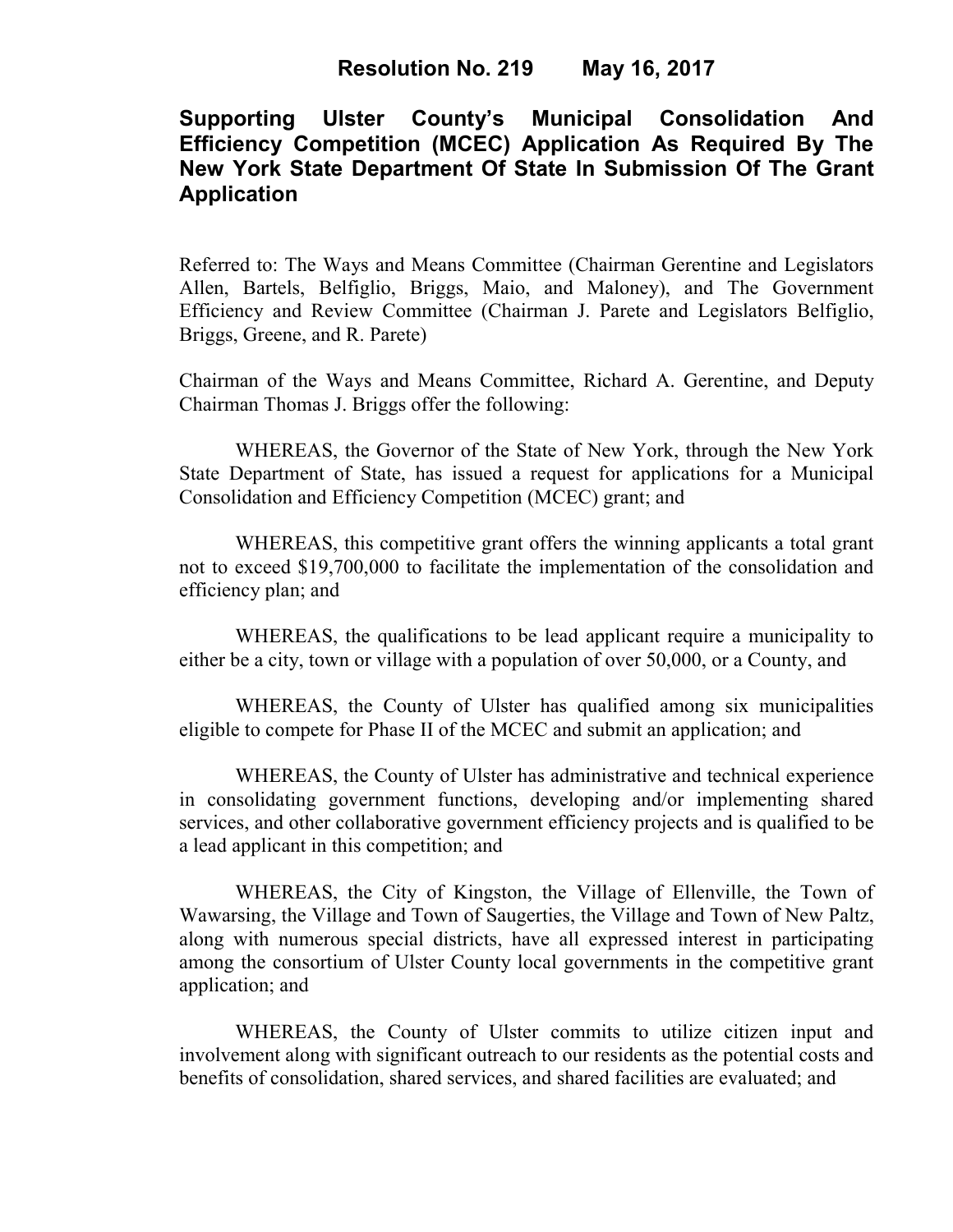# Resolution No. 219 May 16, 2017

## Supporting Ulster County's Municipal Consolidation And Efficiency Competition (MCEC) Application As Required By The New York State Department Of State In Submission Of The Grant Application

Referred to: The Ways and Means Committee (Chairman Gerentine and Legislators Allen, Bartels, Belfiglio, Briggs, Maio, and Maloney), and The Government Efficiency and Review Committee (Chairman J. Parete and Legislators Belfiglio, Briggs, Greene, and R. Parete)

Chairman of the Ways and Means Committee, Richard A. Gerentine, and Deputy Chairman Thomas J. Briggs offer the following:

WHEREAS, the Governor of the State of New York, through the New York State Department of State, has issued a request for applications for a Municipal Consolidation and Efficiency Competition (MCEC) grant; and

WHEREAS, this competitive grant offers the winning applicants a total grant not to exceed $19,700,000 to facilitate the implementation of the consolidation and efficiency plan; and

WHEREAS, the qualifications to be lead applicant require a municipality to either be a city, town or village with a population of over 50,000, or a County, and

WHEREAS, the County of Ulster has qualified among six municipalities eligible to compete for Phase II of the MCEC and submit an application; and

WHEREAS, the County of Ulster has administrative and technical experience in consolidating government functions, developing and/or implementing shared services, and other collaborative government efficiency projects and is qualified to be a lead applicant in this competition; and

WHEREAS, the City of Kingston, the Village of Ellenville, the Town of Wawarsing, the Village and Town of Saugerties, the Village and Town of New Paltz, along with numerous special districts, have all expressed interest in participating among the consortium of Ulster County local governments in the competitive grant application; and

WHEREAS, the County of Ulster commits to utilize citizen input and involvement along with significant outreach to our residents as the potential costs and benefits of consolidation, shared services, and shared facilities are evaluated; and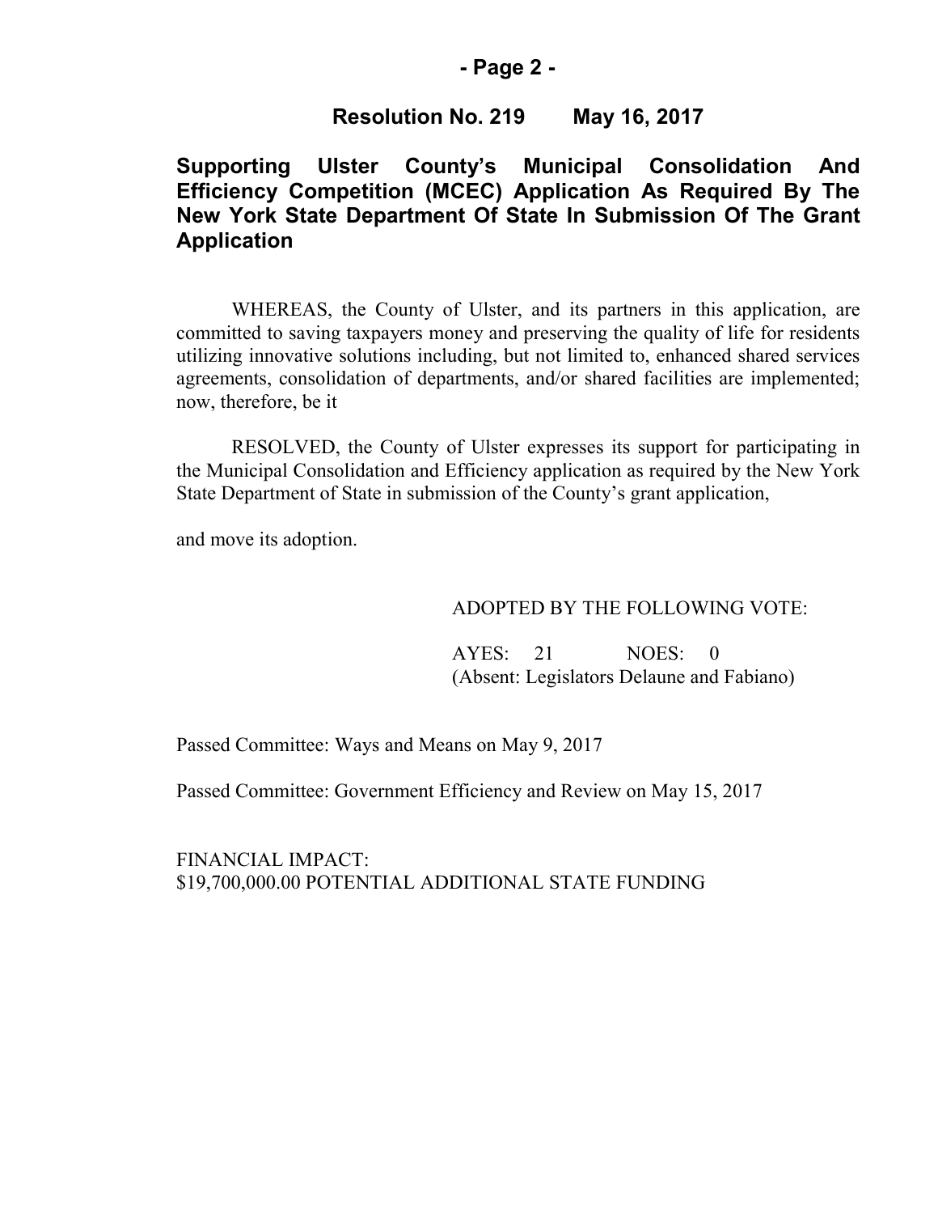**Resolution No. 219 May 16, 2017**

## Supporting Ulster County's Municipal Consolidation And Efficiency Competition (MCEC) Application As Required By The New York State Department Of State In Submission Of The Grant Application

WHEREAS, the County of Ulster, and its partners in this application, are committed to saving taxpayers money and preserving the quality of life for residents utilizing innovative solutions including, but not limited to, enhanced shared services agreements, consolidation of departments, and/or shared facilities are implemented; now, therefore, be it

RESOLVED, the County of Ulster expresses its support for participating in the Municipal Consolidation and Efficiency application as required by the New York State Department of State in submission of the County's grant application,

and move its adoption.

ADOPTED BY THE FOLLOWING VOTE:

AYES: 21 NOES: 0
(Absent: Legislators Delaune and Fabiano)

Passed Committee: Ways and Means on May 9, 2017

Passed Committee: Government Efficiency and Review on May 15, 2017

FINANCIAL IMPACT:
$19,700,000.00 POTENTIAL ADDITIONAL STATE FUNDING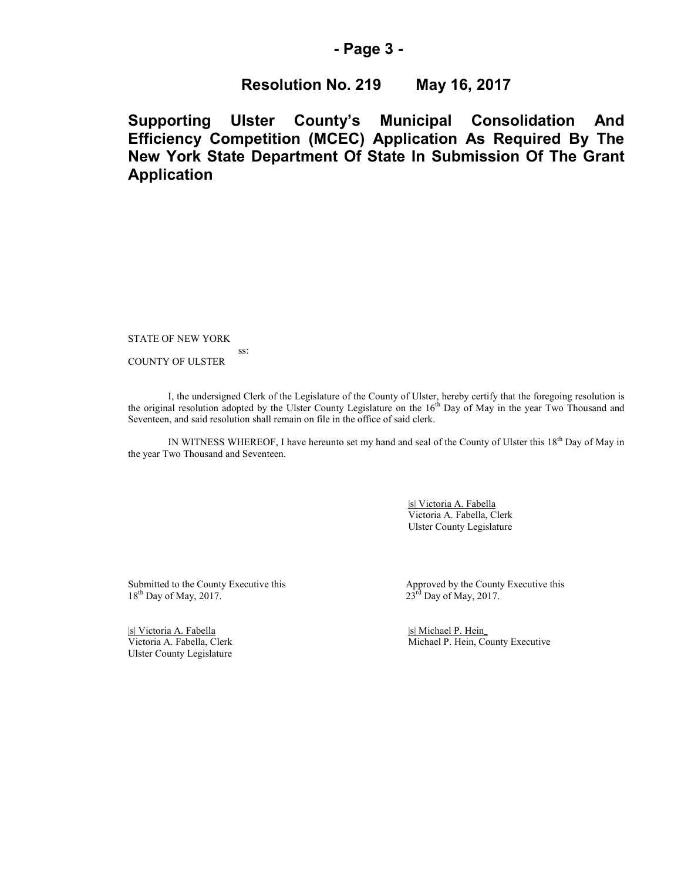**Resolution No. 219 May 16, 2017**

**Supporting Ulster County's Municipal Consolidation And Efficiency Competition (MCEC) Application As Required By The New York State Department Of State In Submission Of The Grant Application**

STATE OF NEW YORK
ss:
COUNTY OF ULSTER

I, the undersigned Clerk of the Legislature of the County of Ulster, hereby certify that the foregoing resolution is the original resolution adopted by the Ulster County Legislature on the 16th Day of May in the year Two Thousand and Seventeen, and said resolution shall remain on file in the office of said clerk.

IN WITNESS WHEREOF, I have hereunto set my hand and seal of the County of Ulster this 18th Day of May in the year Two Thousand and Seventeen.

|s| Victoria A. Fabella
Victoria A. Fabella, Clerk
Ulster County Legislature

Submitted to the County Executive this 18th Day of May, 2017.

|s| Victoria A. Fabella
Victoria A. Fabella, Clerk
Ulster County Legislature

Approved by the County Executive this 23rd Day of May, 2017.

|s| Michael P. Hein
Michael P. Hein, County Executive